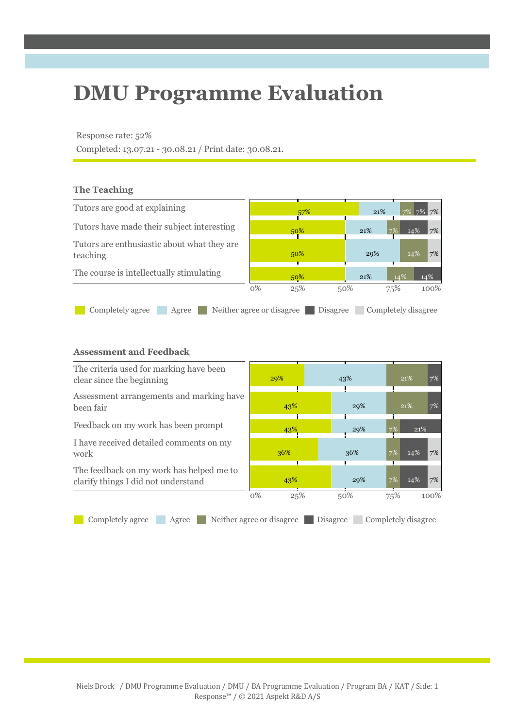# DMU Programme Evaluation

Response rate: 52%

Completed: 13.07.21 - 30.08.21 / Print date: 30.08.21.

### The Teaching

Tutors are good at explaining
57% 21% 7% 7% 7%

Tutors have made their subject interesting
50% 21% 7% 14% 7%

Tutors are enthusiastic about what they are teaching
50% 29% 14% 7%

The course is intellectually stimulating
50% 21% 14% 14%

0% 25% 50% 75% 100%

Completely agree Agree Neither agree or disagree Disagree Completely disagree

### Assessment and Feedback

The criteria used for marking have been clear since the beginning
29% 43% 21% 7%

Assessment arrangements and marking have been fair
43% 29% 21% 7%

Feedback on my work has been prompt
43% 29% 7% 21%

I have received detailed comments on my work
36% 36% 7% 14% 7%

The feedback on my work has helped me to clarify things I did not understand
43% 29% 7% 14% 7%

0% 25% 50% 75% 100%

Completely agree Agree Neither agree or disagree Disagree Completely disagree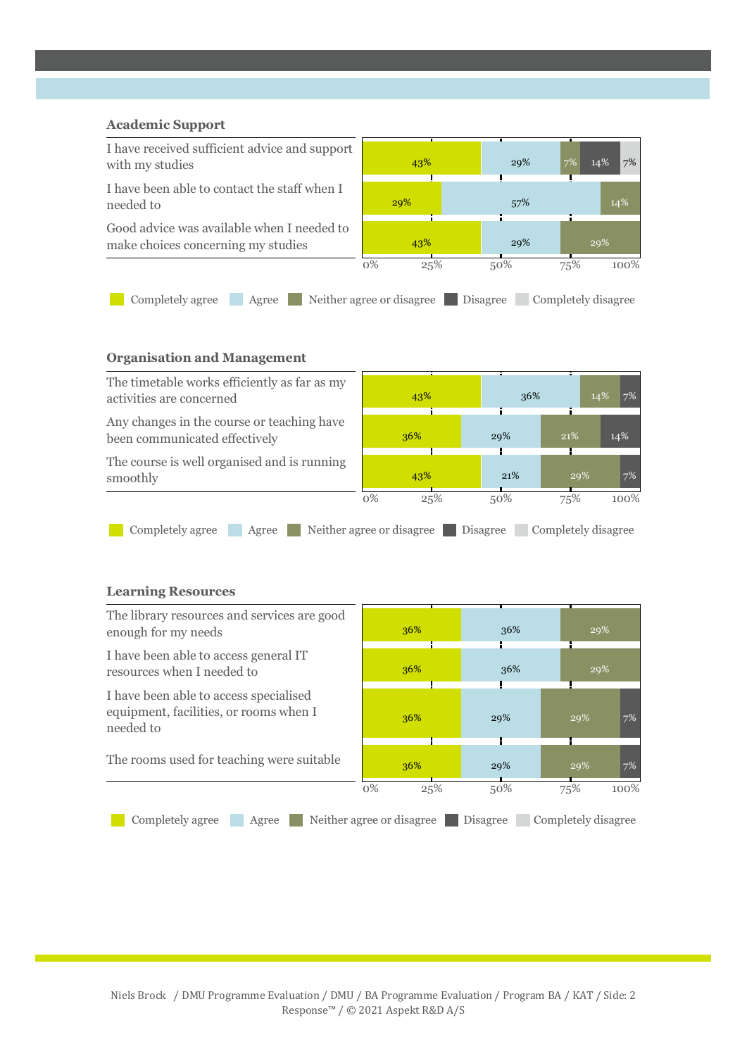### Academic Support

I have received sufficient advice and support with my studies
43% 29% 7% 14% 7%

I have been able to contact the staff when I needed to
29% 57% 14%

Good advice was available when I needed to make choices concerning my studies
43% 29% 29%

0% 25% 50% 75% 100%

Completely agree Agree Neither agree or disagree Disagree Completely disagree

### Organisation and Management

The timetable works efficiently as far as my activities are concerned
43% 36% 14% 7%

Any changes in the course or teaching have been communicated effectively
36% 29% 21% 14%

The course is well organised and is running smoothly
43% 21% 29% 7%

0% 25% 50% 75% 100%

Completely agree Agree Neither agree or disagree Disagree Completely disagree

### Learning Resources

The library resources and services are good enough for my needs
36% 36% 29%

I have been able to access general IT resources when I needed to
36% 36% 29%

I have been able to access specialised equipment, facilities, or rooms when I needed to
36% 29% 29% 7%

The rooms used for teaching were suitable
36% 29% 29% 7%

0% 25% 50% 75% 100%

Completely agree Agree Neither agree or disagree Disagree Completely disagree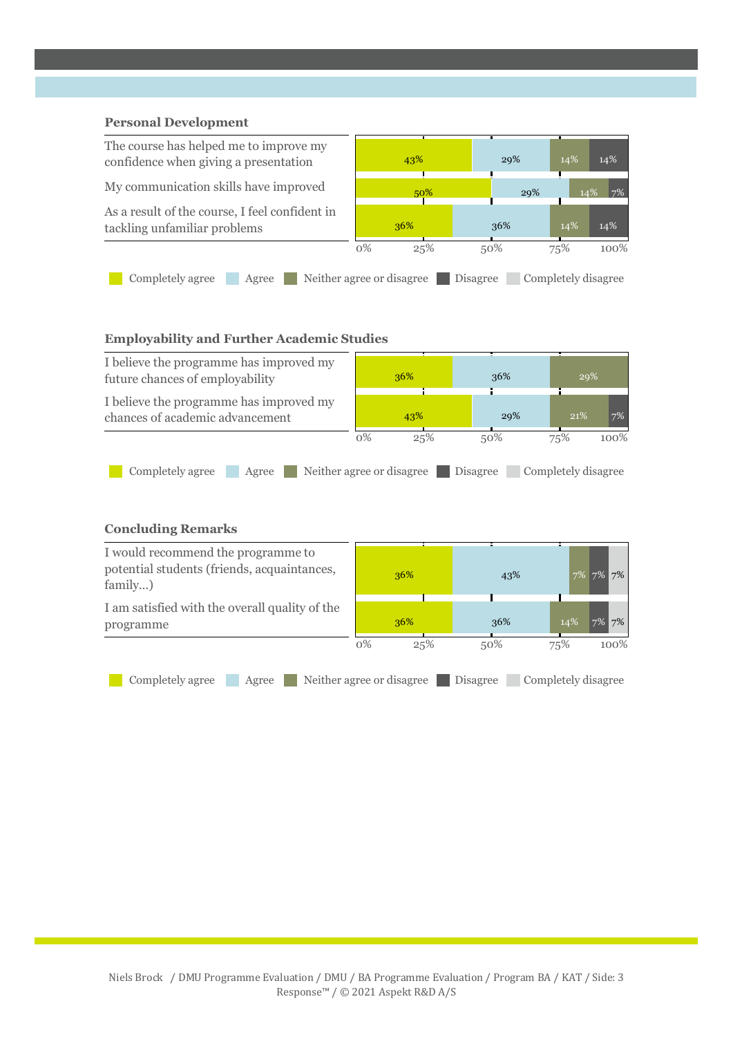### Personal Development

The course has helped me to improve my confidence when giving a presentation

43% 29% 14% 14%

My communication skills have improved

50% 29% 14% 7%

As a result of the course, I feel confident in tackling unfamiliar problems

36% 36% 14% 14%

0% 25% 50% 75% 100%

Completely agree   Agree   Neither agree or disagree   Disagree   Completely disagree

### Employability and Further Academic Studies

I believe the programme has improved my future chances of employability

36% 36% 29%

I believe the programme has improved my chances of academic advancement

43% 29% 21% 7%

0% 25% 50% 75% 100%

Completely agree   Agree   Neither agree or disagree   Disagree   Completely disagree

### Concluding Remarks

I would recommend the programme to potential students (friends, acquaintances, family...)

36% 43% 7% 7% 7%

I am satisfied with the overall quality of the programme

36% 36% 14% 7% 7%

0% 25% 50% 75% 100%

Completely agree   Agree   Neither agree or disagree   Disagree   Completely disagree